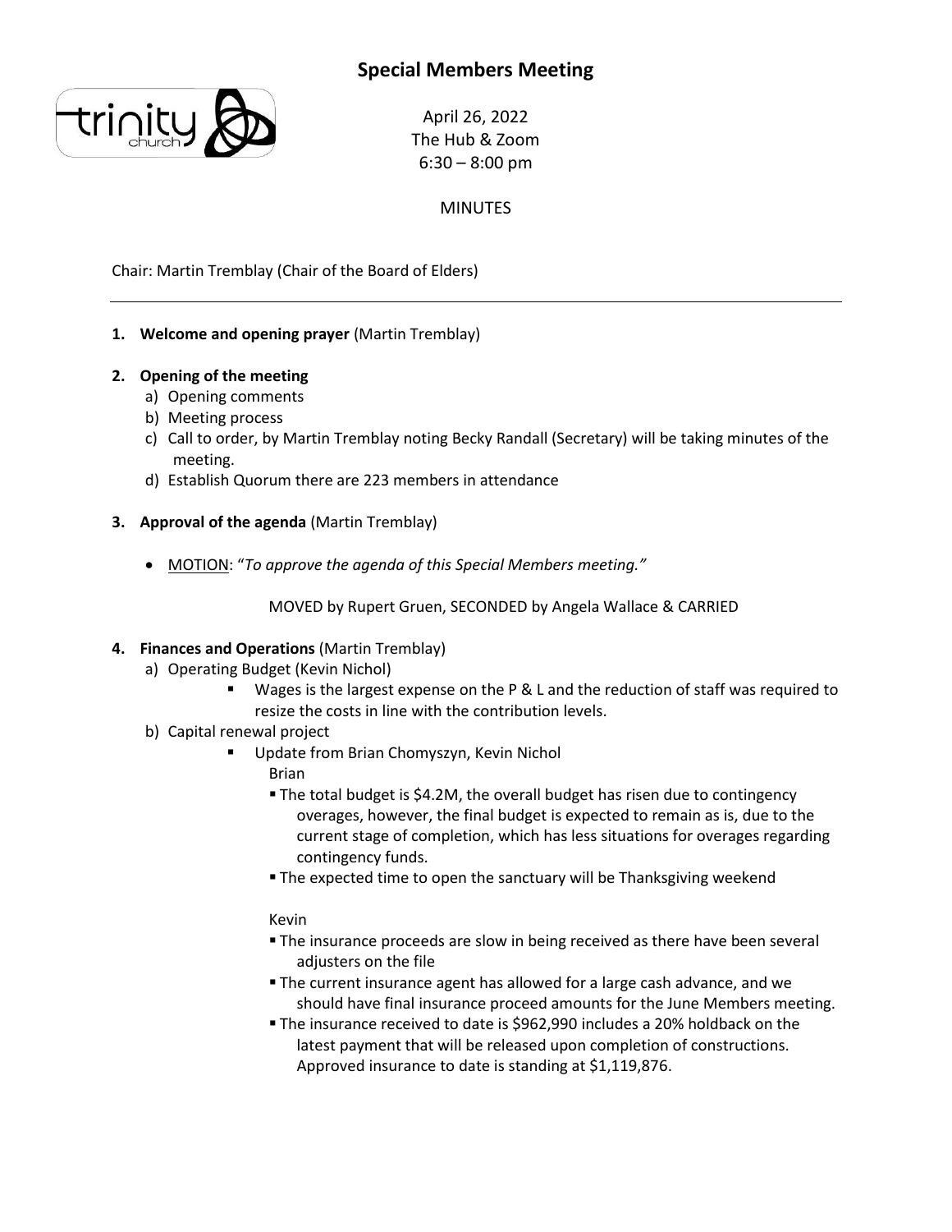# Special Members Meeting

April 26, 2022
The Hub & Zoom
6:30 – 8:00 pm

MINUTES

Chair: Martin Tremblay (Chair of the Board of Elders)

---

1. **Welcome and opening prayer** (Martin Tremblay)

2. **Opening of the meeting**
   a) Opening comments
   b) Meeting process
   c) Call to order, by Martin Tremblay noting Becky Randall (Secretary) will be taking minutes of the meeting.
   d) Establish Quorum there are 223 members in attendance

3. **Approval of the agenda** (Martin Tremblay)

   - <u>MOTION</u>: "*To approve the agenda of this Special Members meeting.*"

     MOVED by Rupert Gruen, SECONDED by Angela Wallace & CARRIED

4. **Finances and Operations** (Martin Tremblay)
   a) Operating Budget (Kevin Nichol)
      - Wages is the largest expense on the P & L and the reduction of staff was required to resize the costs in line with the contribution levels.

   b) Capital renewal project
      - Update from Brian Chomyszyn, Kevin Nichol

        Brian
        - The total budget is \$4.2M, the overall budget has risen due to contingency overages, however, the final budget is expected to remain as is, due to the current stage of completion, which has less situations for overages regarding contingency funds.
        - The expected time to open the sanctuary will be Thanksgiving weekend

        Kevin
        - The insurance proceeds are slow in being received as there have been several adjusters on the file
        - The current insurance agent has allowed for a large cash advance, and we should have final insurance proceed amounts for the June Members meeting.
        - The insurance received to date is \$962,990 includes a 20% holdback on the latest payment that will be released upon completion of constructions. Approved insurance to date is standing at \$1,119,876.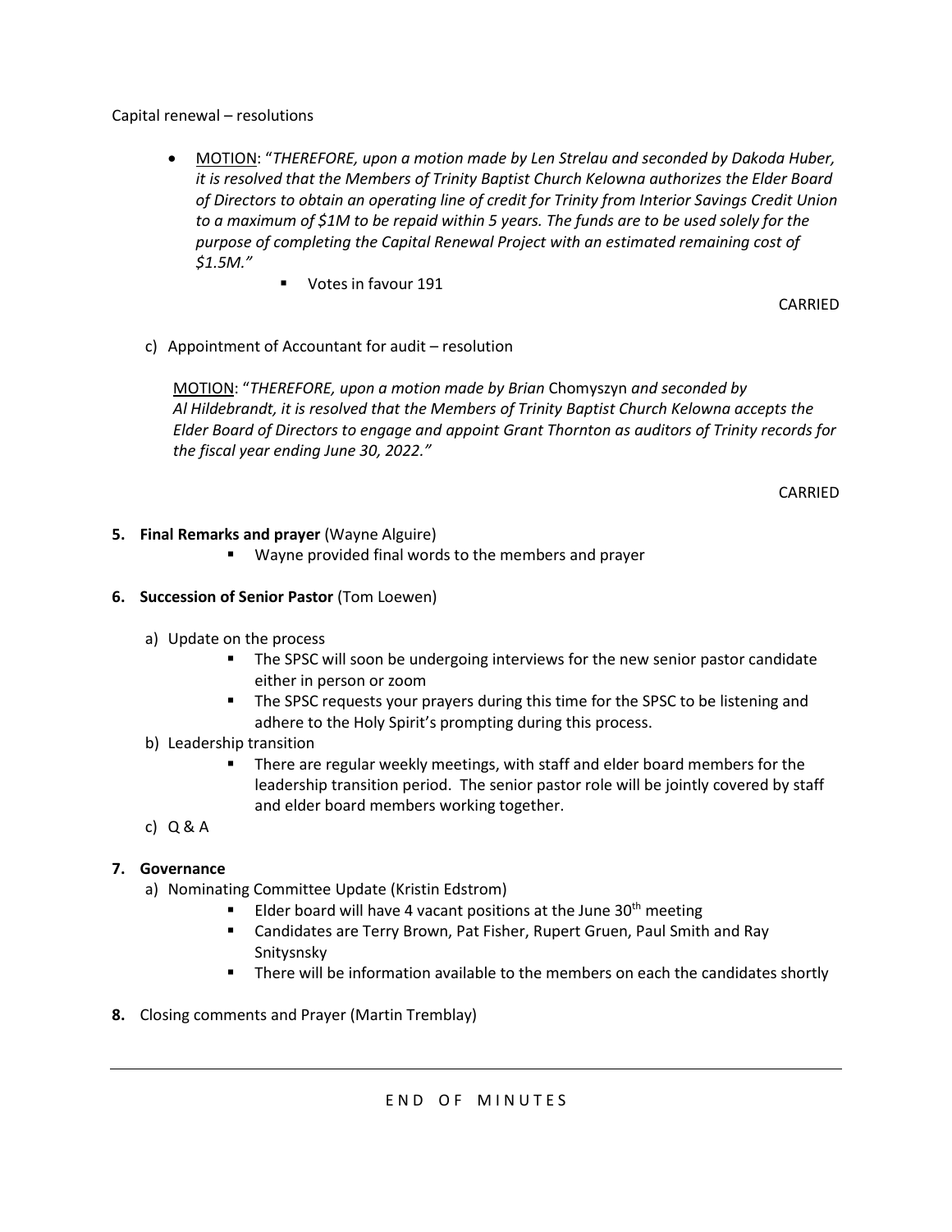Capital renewal – resolutions

- MOTION: "*THEREFORE, upon a motion made by Len Strelau and seconded by Dakoda Huber, it is resolved that the Members of Trinity Baptist Church Kelowna authorizes the Elder Board of Directors to obtain an operating line of credit for Trinity from Interior Savings Credit Union to a maximum of $1M to be repaid within 5 years. The funds are to be used solely for the purpose of completing the Capital Renewal Project with an estimated remaining cost of $1.5M.*"
  - Votes in favour 191

CARRIED

c) Appointment of Accountant for audit – resolution

MOTION: "*THEREFORE, upon a motion made by Brian* Chomyszyn *and seconded by Al Hildebrandt, it is resolved that the Members of Trinity Baptist Church Kelowna accepts the Elder Board of Directors to engage and appoint Grant Thornton as auditors of Trinity records for the fiscal year ending June 30, 2022.*"

CARRIED

**5. Final Remarks and prayer** (Wayne Alguire)

- Wayne provided final words to the members and prayer

**6. Succession of Senior Pastor** (Tom Loewen)

a) Update on the process
   - The SPSC will soon be undergoing interviews for the new senior pastor candidate either in person or zoom
   - The SPSC requests your prayers during this time for the SPSC to be listening and adhere to the Holy Spirit's prompting during this process.

b) Leadership transition
   - There are regular weekly meetings, with staff and elder board members for the leadership transition period. The senior pastor role will be jointly covered by staff and elder board members working together.

c) Q & A

**7. Governance**

a) Nominating Committee Update (Kristin Edstrom)
   - Elder board will have 4 vacant positions at the June 30th meeting
   - Candidates are Terry Brown, Pat Fisher, Rupert Gruen, Paul Smith and Ray Snitysnsky
   - There will be information available to the members on each the candidates shortly

**8.** Closing comments and Prayer (Martin Tremblay)

---

END OF MINUTES